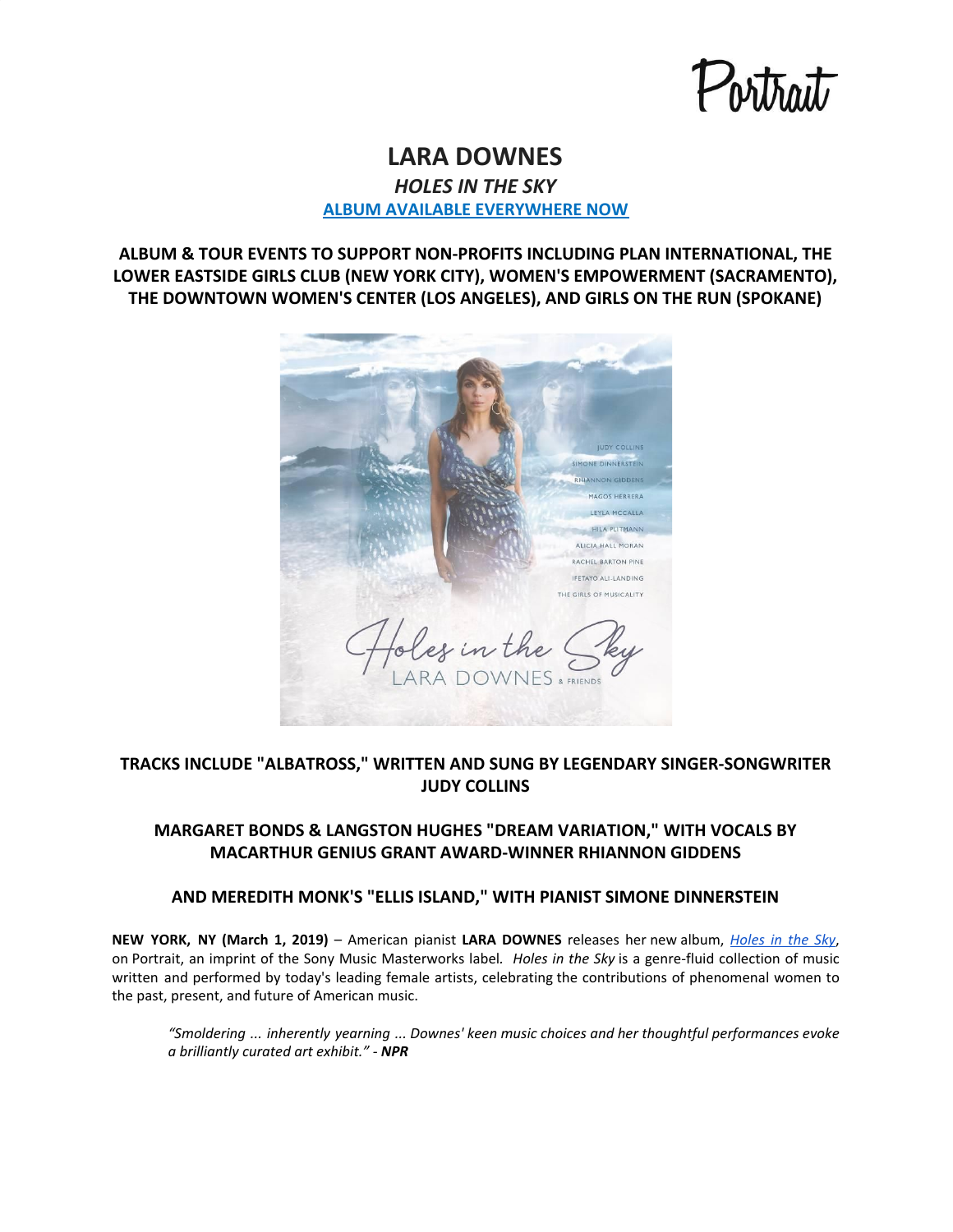Portrait

# LARA DOWNES

## *HOLES IN THE SKY*

**ALBUM AVAILABLE EVERYWHERE NOW**

**ALBUM & TOUR EVENTS TO SUPPORT NON-PROFITS INCLUDING PLAN INTERNATIONAL, THE LOWER EASTSIDE GIRLS CLUB (NEW YORK CITY), WOMEN'S EMPOWERMENT (SACRAMENTO), THE DOWNTOWN WOMEN'S CENTER (LOS ANGELES), AND GIRLS ON THE RUN (SPOKANE)**

**TRACKS INCLUDE "ALBATROSS," WRITTEN AND SUNG BY LEGENDARY SINGER-SONGWRITER JUDY COLLINS**

**MARGARET BONDS & LANGSTON HUGHES "DREAM VARIATION," WITH VOCALS BY MACARTHUR GENIUS GRANT AWARD-WINNER RHIANNON GIDDENS**

**AND MEREDITH MONK'S "ELLIS ISLAND," WITH PIANIST SIMONE DINNERSTEIN**

**NEW YORK, NY (March 1, 2019)** – American pianist **LARA DOWNES** releases her new album, *Holes in the Sky*, on Portrait, an imprint of the Sony Music Masterworks label. *Holes in the Sky* is a genre-fluid collection of music written and performed by today's leading female artists, celebrating the contributions of phenomenal women to the past, present, and future of American music.

> *"Smoldering ... inherently yearning ... Downes' keen music choices and her thoughtful performances evoke a brilliantly curated art exhibit."* - ***NPR***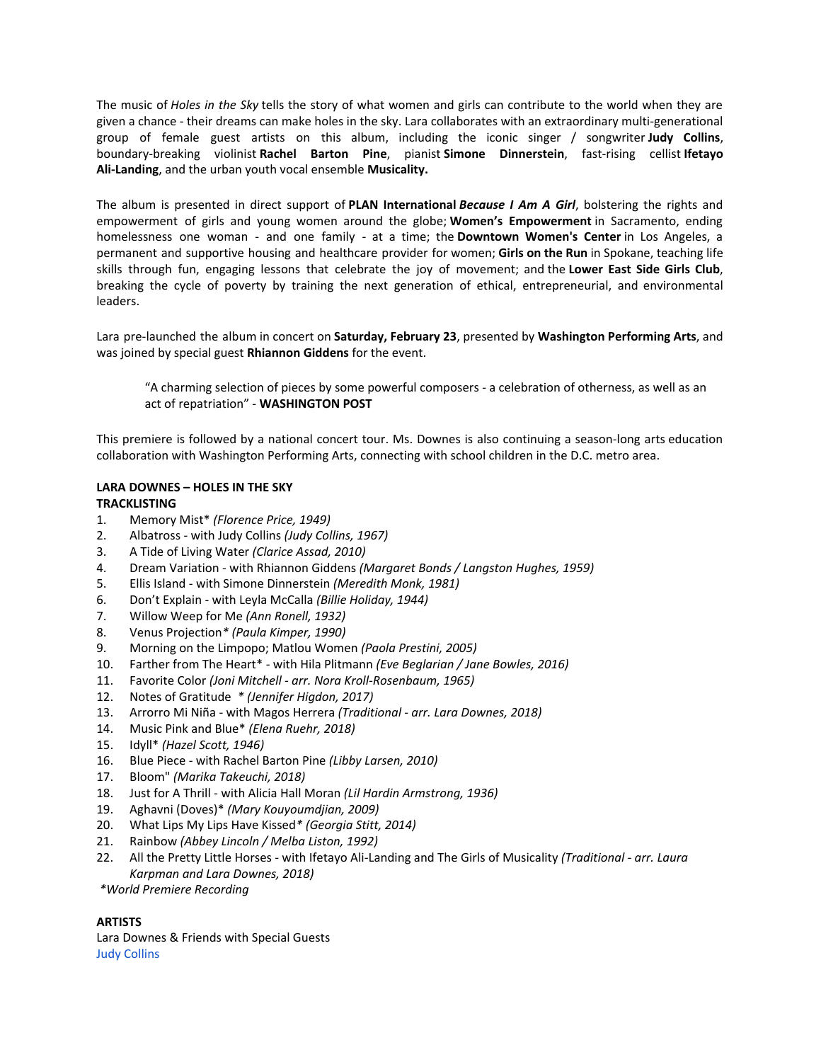The music of *Holes in the Sky* tells the story of what women and girls can contribute to the world when they are given a chance - their dreams can make holes in the sky. Lara collaborates with an extraordinary multi-generational group of female guest artists on this album, including the iconic singer / songwriter **Judy Collins**, boundary-breaking violinist **Rachel Barton Pine**, pianist **Simone Dinnerstein**, fast-rising cellist **Ifetayo Ali-Landing**, and the urban youth vocal ensemble **Musicality.**

The album is presented in direct support of **PLAN International *Because I Am A Girl***, bolstering the rights and empowerment of girls and young women around the globe; **Women's Empowerment** in Sacramento, ending homelessness one woman - and one family - at a time; the **Downtown Women's Center** in Los Angeles, a permanent and supportive housing and healthcare provider for women; **Girls on the Run** in Spokane, teaching life skills through fun, engaging lessons that celebrate the joy of movement; and the **Lower East Side Girls Club**, breaking the cycle of poverty by training the next generation of ethical, entrepreneurial, and environmental leaders.

Lara pre-launched the album in concert on **Saturday, February 23**, presented by **Washington Performing Arts**, and was joined by special guest **Rhiannon Giddens** for the event.

> "A charming selection of pieces by some powerful composers - a celebration of otherness, as well as an act of repatriation" - **WASHINGTON POST**

This premiere is followed by a national concert tour. Ms. Downes is also continuing a season-long arts education collaboration with Washington Performing Arts, connecting with school children in the D.C. metro area.

**LARA DOWNES – HOLES IN THE SKY**
**TRACKLISTING**

1. Memory Mist* *(Florence Price, 1949)*
2. Albatross - with Judy Collins *(Judy Collins, 1967)*
3. A Tide of Living Water *(Clarice Assad, 2010)*
4. Dream Variation - with Rhiannon Giddens *(Margaret Bonds / Langston Hughes, 1959)*
5. Ellis Island - with Simone Dinnerstein *(Meredith Monk, 1981)*
6. Don't Explain - with Leyla McCalla *(Billie Holiday, 1944)*
7. Willow Weep for Me *(Ann Ronell, 1932)*
8. Venus Projection* *(Paula Kimper, 1990)*
9. Morning on the Limpopo; Matlou Women *(Paola Prestini, 2005)*
10. Farther from The Heart* - with Hila Plitmann *(Eve Beglarian / Jane Bowles, 2016)*
11. Favorite Color *(Joni Mitchell - arr. Nora Kroll-Rosenbaum, 1965)*
12. Notes of Gratitude * *(Jennifer Higdon, 2017)*
13. Arrorro Mi Niña - with Magos Herrera *(Traditional - arr. Lara Downes, 2018)*
14. Music Pink and Blue* *(Elena Ruehr, 2018)*
15. Idyll* *(Hazel Scott, 1946)*
16. Blue Piece - with Rachel Barton Pine *(Libby Larsen, 2010)*
17. Bloom" *(Marika Takeuchi, 2018)*
18. Just for A Thrill - with Alicia Hall Moran *(Lil Hardin Armstrong, 1936)*
19. Aghavni (Doves)* *(Mary Kouyoumdjian, 2009)*
20. What Lips My Lips Have Kissed* *(Georgia Stitt, 2014)*
21. Rainbow *(Abbey Lincoln / Melba Liston, 1992)*
22. All the Pretty Little Horses - with Ifetayo Ali-Landing and The Girls of Musicality *(Traditional - arr. Laura Karpman and Lara Downes, 2018)*

*\*World Premiere Recording*

**ARTISTS**
Lara Downes & Friends with Special Guests
Judy Collins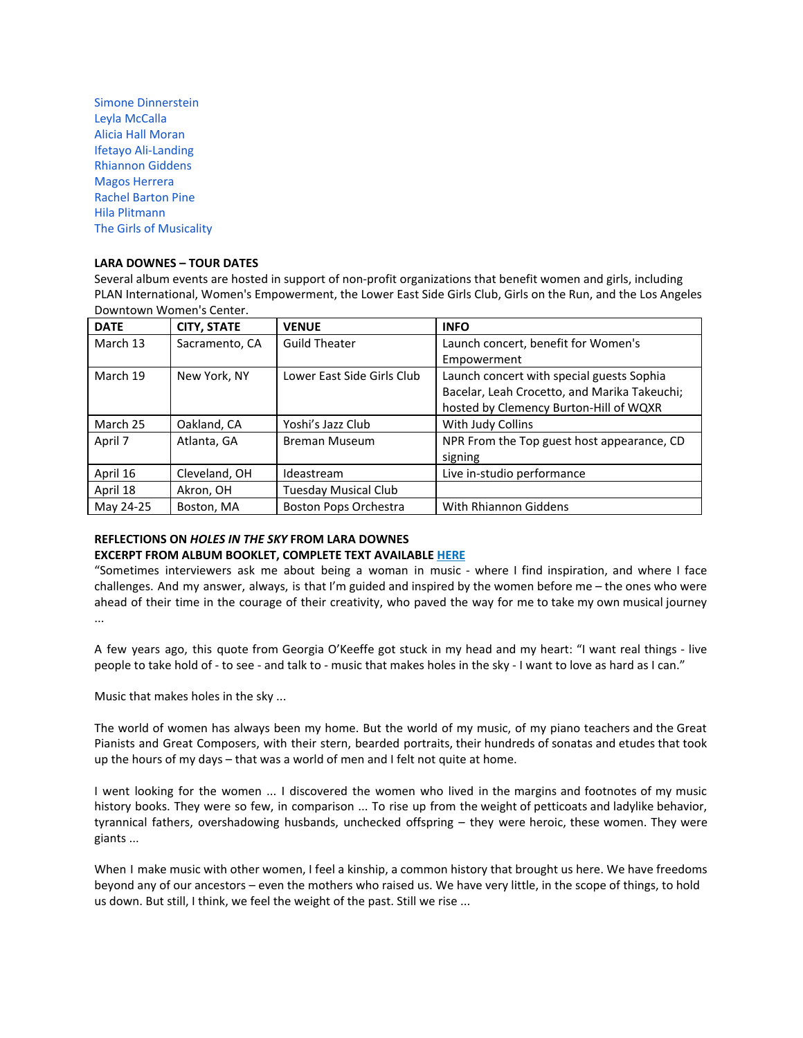Simone Dinnerstein
Leyla McCalla
Alicia Hall Moran
Ifetayo Ali-Landing
Rhiannon Giddens
Magos Herrera
Rachel Barton Pine
Hila Plitmann
The Girls of Musicality

**LARA DOWNES – TOUR DATES**

Several album events are hosted in support of non-profit organizations that benefit women and girls, including PLAN International, Women's Empowerment, the Lower East Side Girls Club, Girls on the Run, and the Los Angeles Downtown Women's Center.

| DATE | CITY, STATE | VENUE | INFO |
|---|---|---|---|
| March 13 | Sacramento, CA | Guild Theater | Launch concert, benefit for Women's Empowerment |
| March 19 | New York, NY | Lower East Side Girls Club | Launch concert with special guests Sophia Bacelar, Leah Crocetto, and Marika Takeuchi; hosted by Clemency Burton-Hill of WQXR |
| March 25 | Oakland, CA | Yoshi's Jazz Club | With Judy Collins |
| April 7 | Atlanta, GA | Breman Museum | NPR From the Top guest host appearance, CD signing |
| April 16 | Cleveland, OH | Ideastream | Live in-studio performance |
| April 18 | Akron, OH | Tuesday Musical Club | |
| May 24-25 | Boston, MA | Boston Pops Orchestra | With Rhiannon Giddens |

**REFLECTIONS ON *HOLES IN THE SKY* FROM LARA DOWNES**
**EXCERPT FROM ALBUM BOOKLET, COMPLETE TEXT AVAILABLE HERE**

"Sometimes interviewers ask me about being a woman in music - where I find inspiration, and where I face challenges. And my answer, always, is that I'm guided and inspired by the women before me – the ones who were ahead of their time in the courage of their creativity, who paved the way for me to take my own musical journey ...

A few years ago, this quote from Georgia O'Keeffe got stuck in my head and my heart: "I want real things - live people to take hold of - to see - and talk to - music that makes holes in the sky - I want to love as hard as I can."

Music that makes holes in the sky ...

The world of women has always been my home. But the world of my music, of my piano teachers and the Great Pianists and Great Composers, with their stern, bearded portraits, their hundreds of sonatas and etudes that took up the hours of my days – that was a world of men and I felt not quite at home.

I went looking for the women ... I discovered the women who lived in the margins and footnotes of my music history books. They were so few, in comparison ... To rise up from the weight of petticoats and ladylike behavior, tyrannical fathers, overshadowing husbands, unchecked offspring – they were heroic, these women. They were giants ...

When I make music with other women, I feel a kinship, a common history that brought us here. We have freedoms beyond any of our ancestors – even the mothers who raised us. We have very little, in the scope of things, to hold us down. But still, I think, we feel the weight of the past. Still we rise ...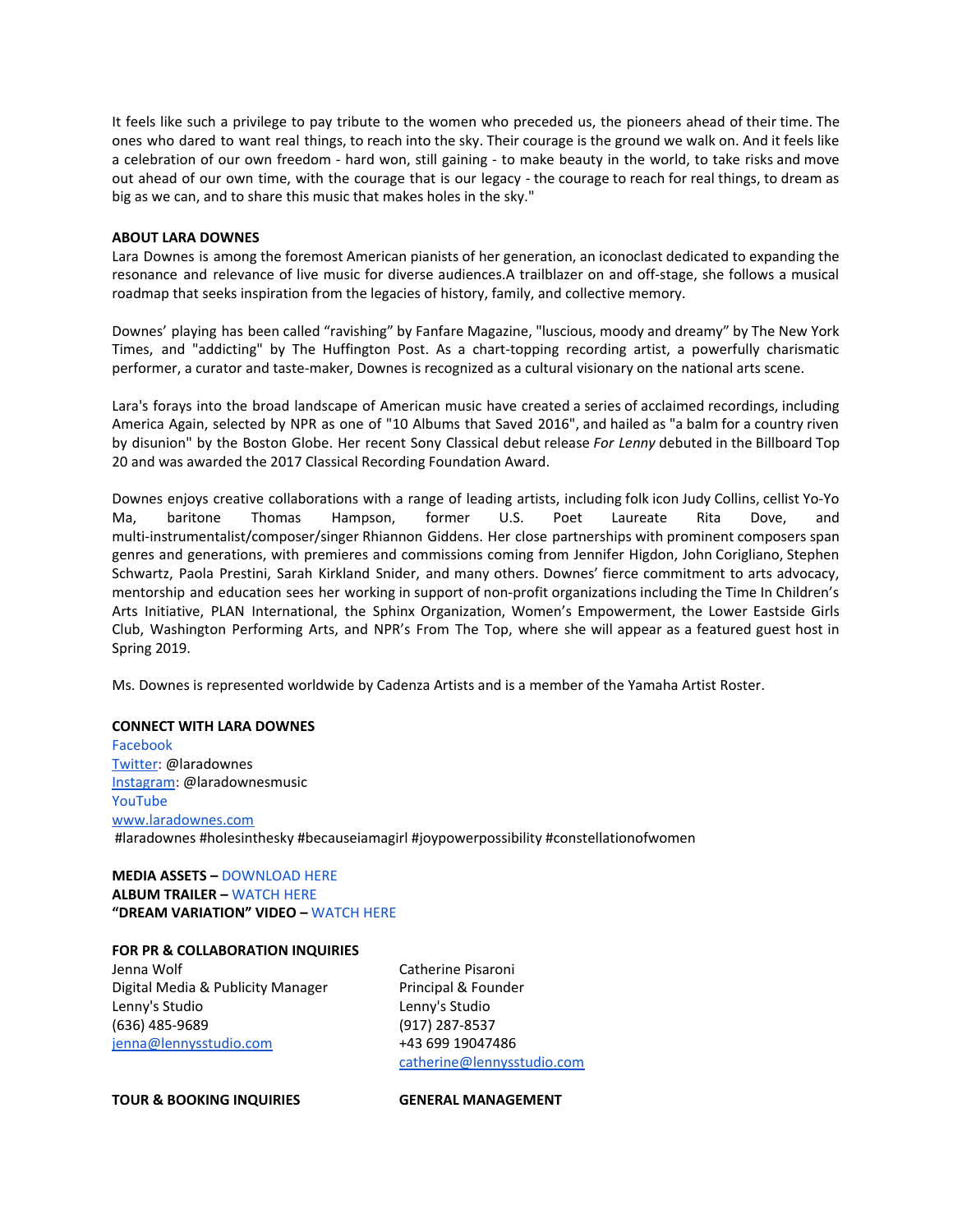It feels like such a privilege to pay tribute to the women who preceded us, the pioneers ahead of their time. The ones who dared to want real things, to reach into the sky. Their courage is the ground we walk on. And it feels like a celebration of our own freedom - hard won, still gaining - to make beauty in the world, to take risks and move out ahead of our own time, with the courage that is our legacy - the courage to reach for real things, to dream as big as we can, and to share this music that makes holes in the sky."

**ABOUT LARA DOWNES**

Lara Downes is among the foremost American pianists of her generation, an iconoclast dedicated to expanding the resonance and relevance of live music for diverse audiences.A trailblazer on and off-stage, she follows a musical roadmap that seeks inspiration from the legacies of history, family, and collective memory.

Downes' playing has been called "ravishing" by Fanfare Magazine, "luscious, moody and dreamy" by The New York Times, and "addicting" by The Huffington Post. As a chart-topping recording artist, a powerfully charismatic performer, a curator and taste-maker, Downes is recognized as a cultural visionary on the national arts scene.

Lara's forays into the broad landscape of American music have created a series of acclaimed recordings, including America Again, selected by NPR as one of "10 Albums that Saved 2016", and hailed as "a balm for a country riven by disunion" by the Boston Globe. Her recent Sony Classical debut release *For Lenny* debuted in the Billboard Top 20 and was awarded the 2017 Classical Recording Foundation Award.

Downes enjoys creative collaborations with a range of leading artists, including folk icon Judy Collins, cellist Yo-Yo Ma, baritone Thomas Hampson, former U.S. Poet Laureate Rita Dove, and multi-instrumentalist/composer/singer Rhiannon Giddens. Her close partnerships with prominent composers span genres and generations, with premieres and commissions coming from Jennifer Higdon, John Corigliano, Stephen Schwartz, Paola Prestini, Sarah Kirkland Snider, and many others. Downes' fierce commitment to arts advocacy, mentorship and education sees her working in support of non-profit organizations including the Time In Children's Arts Initiative, PLAN International, the Sphinx Organization, Women's Empowerment, the Lower Eastside Girls Club, Washington Performing Arts, and NPR's From The Top, where she will appear as a featured guest host in Spring 2019.

Ms. Downes is represented worldwide by Cadenza Artists and is a member of the Yamaha Artist Roster.

**CONNECT WITH LARA DOWNES**

Facebook
Twitter: @laradownes
Instagram: @laradownesmusic
YouTube
www.laradownes.com
#laradownes #holesinthesky #becauseiamagirl #joypowerpossibility #constellationofwomen

**MEDIA ASSETS –** DOWNLOAD HERE
**ALBUM TRAILER –** WATCH HERE
**"DREAM VARIATION" VIDEO –** WATCH HERE

**FOR PR & COLLABORATION INQUIRIES**

Jenna Wolf
Digital Media & Publicity Manager
Lenny's Studio
(636) 485-9689
jenna@lennysstudio.com

Catherine Pisaroni
Principal & Founder
Lenny's Studio
(917) 287-8537
+43 699 19047486
catherine@lennysstudio.com

**TOUR & BOOKING INQUIRIES**

**GENERAL MANAGEMENT**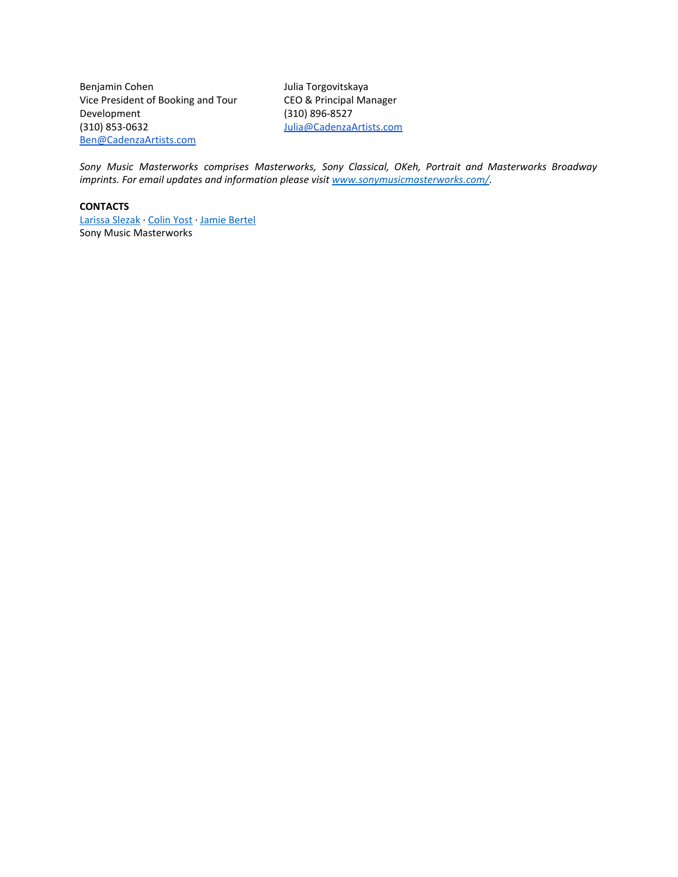Benjamin Cohen
Vice President of Booking and Tour Development
(310) 853-0632
Ben@CadenzaArtists.com

Julia Torgovitskaya
CEO & Principal Manager
(310) 896-8527
Julia@CadenzaArtists.com

*Sony Music Masterworks comprises Masterworks, Sony Classical, OKeh, Portrait and Masterworks Broadway imprints. For email updates and information please visit www.sonymusicmasterworks.com/.*

**CONTACTS**
Larissa Slezak · Colin Yost · Jamie Bertel
Sony Music Masterworks